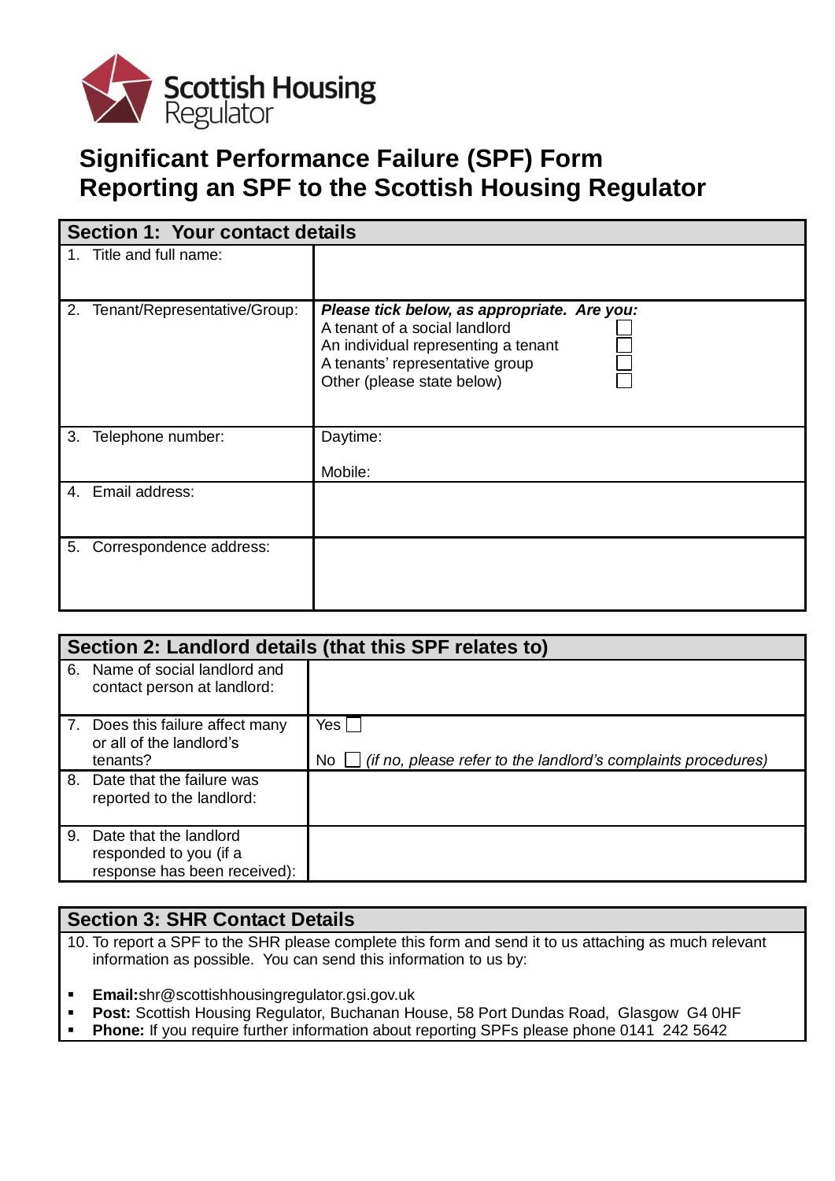Scottish Housing Regulator

# Significant Performance Failure (SPF) Form
# Reporting an SPF to the Scottish Housing Regulator

| **Section 1: Your contact details** | |
|---|---|
| 1. Title and full name: | |
| 2. Tenant/Representative/Group: | ***Please tick below, as appropriate. Are you:***<br>A tenant of a social landlord ☐<br>An individual repesenting a tenant ☐<br>A tenants' representative group ☐<br>Other (please state below) ☐ |
| 3. Telephone number: | Daytime:<br><br>Mobile: |
| 4. Email address: | |
| 5. Correspondence address: | |

| **Section 2: Landlord details (that this SPF relates to)** | |
|---|---|
| 6. Name of social landlord and contact person at landlord: | |
| 7. Does this failure affect many or all of the landlord's tenants? | Yes ☐<br><br>No ☐ *(if no, please refer to the landlord's complaints procedures)* |
| 8. Date that the failure was reported to the landlord: | |
| 9. Date that the landlord responded to you (if a response has been received): | |

## Section 3: SHR Contact Details

10. To report a SPF to the SHR please complete this form and send it to us attaching as much relevant information as possible. You can send this information to us by:

- **Email:**shr@scottishhousingregulator.gsi.gov.uk
- **Post:** Scottish Housing Regulator, Buchanan House, 58 Port Dundas Road, Glasgow G4 0HF
- **Phone:** If you require further information about reporting SPFs please phone 0141 242 5642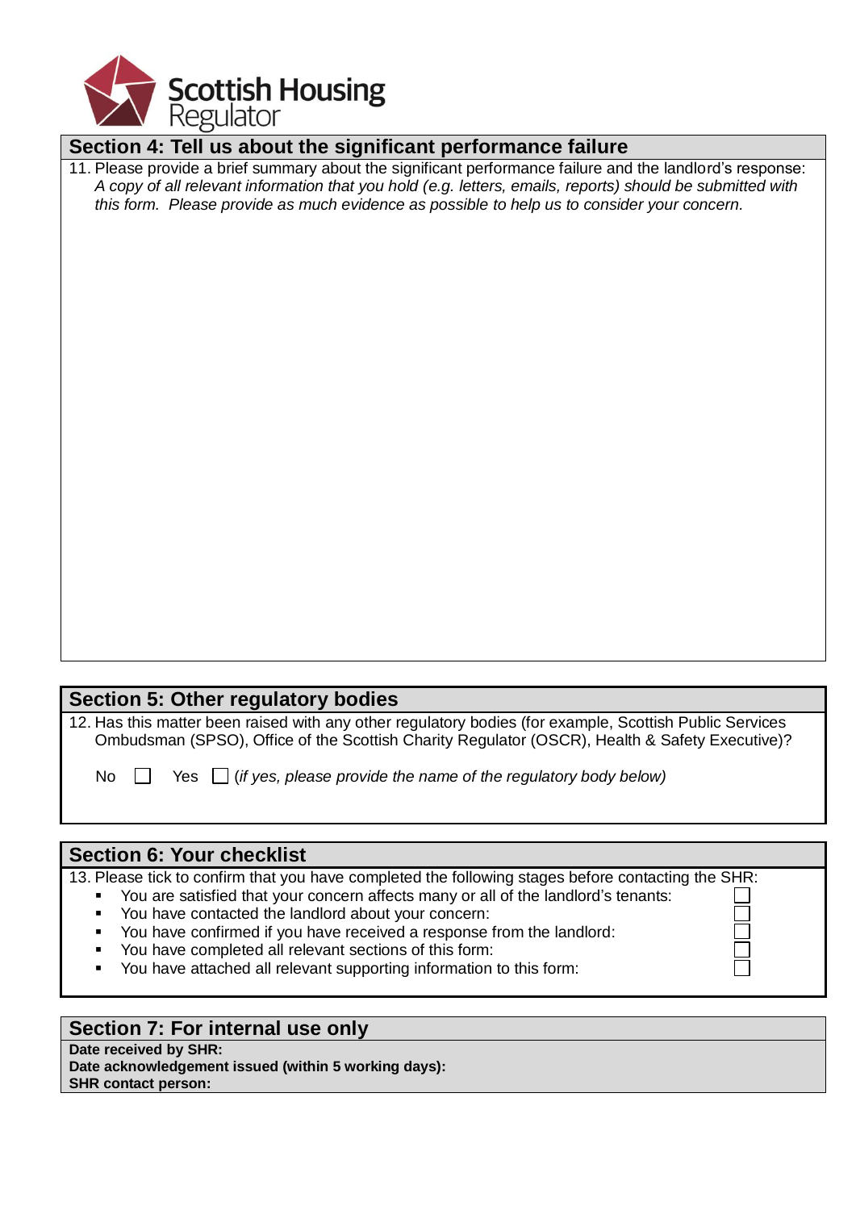Scottish Housing Regulator

## Section 4: Tell us about the significant performance failure

11. Please provide a brief summary about the significant performance failure and the landlord's response: *A copy of all relevant information that you hold (e.g. letters, emails, reports) should be submitted with this form. Please provide as much evidence as possible to help us to consider your concern.*

## Section 5: Other regulatory bodies

12. Has this matter been raised with any other regulatory bodies (for example, Scottish Public Services Ombudsman (SPSO), Office of the Scottish Charity Regulator (OSCR), Health & Safety Executive)?

No ☐ Yes ☐ *(if yes, please provide the name of the regulatory body below)*

## Section 6: Your checklist

13. Please tick to confirm that you have completed the following stages before contacting the SHR:

- You are satisfied that your concern affects many or all of the landlord's tenants: ☐
- You have contacted the landlord about your concern: ☐
- You have confirmed if you have received a response from the landlord: ☐
- You have completed all relevant sections of this form: ☐
- You have attached all relevant supporting information to this form: ☐

## Section 7: For internal use only

**Date received by SHR:**
**Date acknowledgement issued (within 5 working days):**
**SHR contact person:**